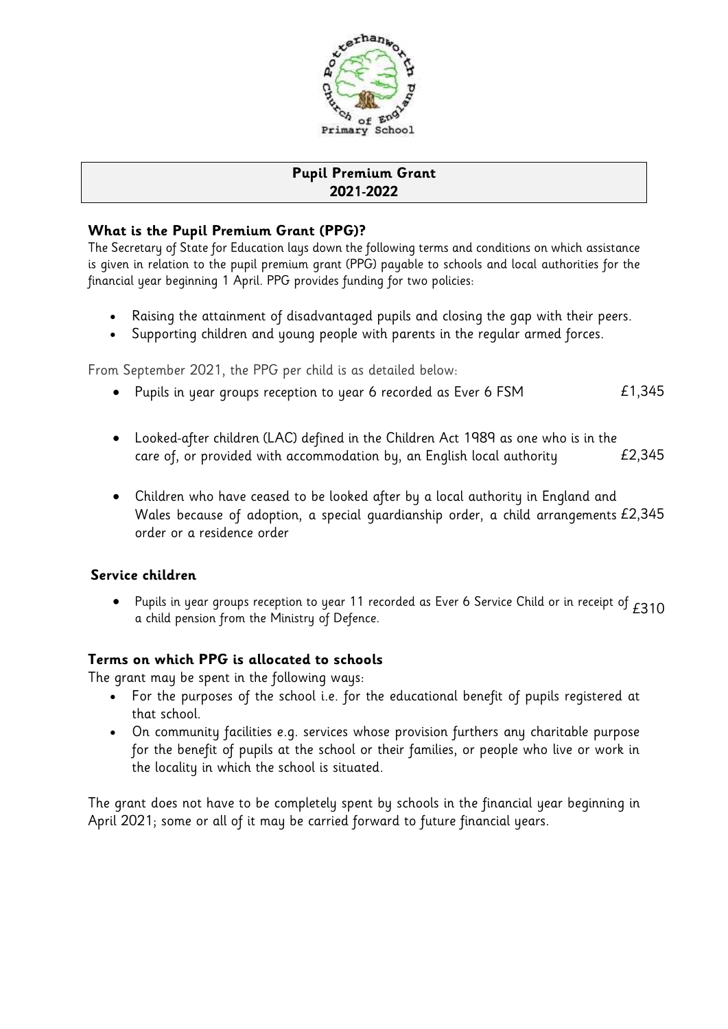# Pupil Premium Grant 2021-2022

## What is the Pupil Premium Grant (PPG)?

The Secretary of State for Education lays down the following terms and conditions on which assistance is given in relation to the pupil premium grant (PPG) payable to schools and local authorities for the financial year beginning 1 April. PPG provides funding for two policies:

- Raising the attainment of disadvantaged pupils and closing the gap with their peers.
- Supporting children and young people with parents in the regular armed forces.

From September 2021, the PPG per child is as detailed below:

- Pupils in year groups reception to year 6 recorded as Ever 6 FSM — £1,345
- Looked-after children (LAC) defined in the Children Act 1989 as one who is in the care of, or provided with accommodation by, an English local authority — £2,345
- Children who have ceased to be looked after by a local authority in England and Wales because of adoption, a special guardianship order, a child arrangements order or a residence order — £2,345

## Service children

- Pupils in year groups reception to year 11 recorded as Ever 6 Service Child or in receipt of a child pension from the Ministry of Defence. — £310

## Terms on which PPG is allocated to schools

The grant may be spent in the following ways:

- For the purposes of the school i.e. for the educational benefit of pupils registered at that school.
- On community facilities e.g. services whose provision furthers any charitable purpose for the benefit of pupils at the school or their families, or people who live or work in the locality in which the school is situated.

The grant does not have to be completely spent by schools in the financial year beginning in April 2021; some or all of it may be carried forward to future financial years.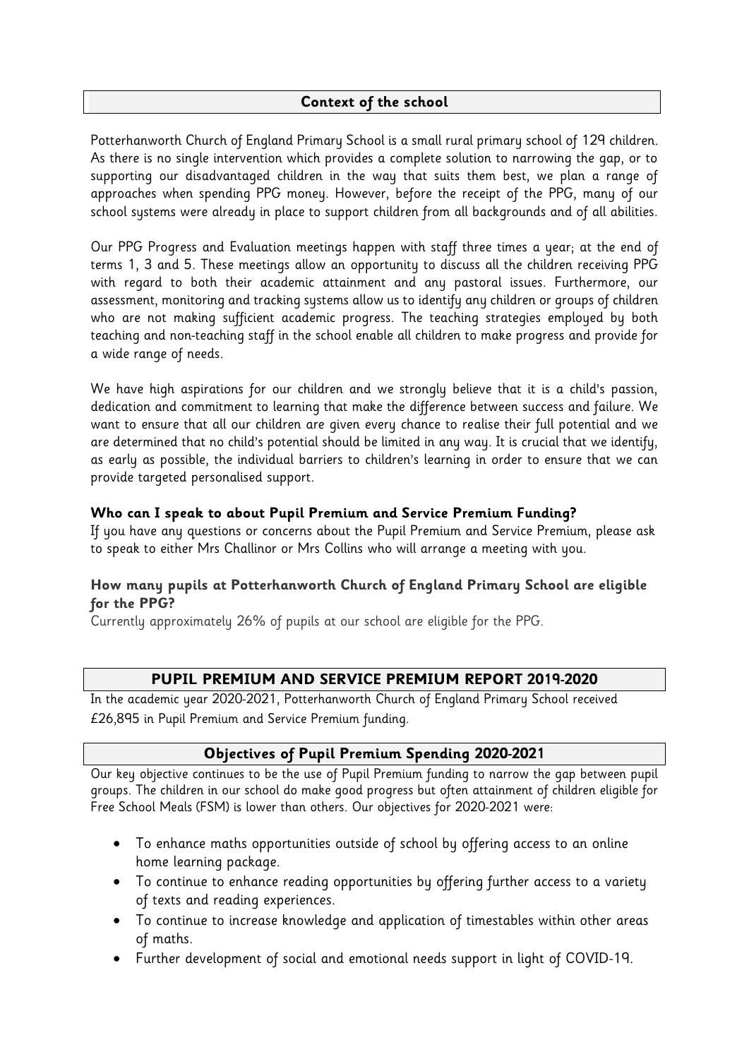## Context of the school

Potterhanworth Church of England Primary School is a small rural primary school of 129 children. As there is no single intervention which provides a complete solution to narrowing the gap, or to supporting our disadvantaged children in the way that suits them best, we plan a range of approaches when spending PPG money. However, before the receipt of the PPG, many of our school systems were already in place to support children from all backgrounds and of all abilities.

Our PPG Progress and Evaluation meetings happen with staff three times a year; at the end of terms 1, 3 and 5. These meetings allow an opportunity to discuss all the children receiving PPG with regard to both their academic attainment and any pastoral issues. Furthermore, our assessment, monitoring and tracking systems allow us to identify any children or groups of children who are not making sufficient academic progress. The teaching strategies employed by both teaching and non-teaching staff in the school enable all children to make progress and provide for a wide range of needs.

We have high aspirations for our children and we strongly believe that it is a child's passion, dedication and commitment to learning that make the difference between success and failure. We want to ensure that all our children are given every chance to realise their full potential and we are determined that no child's potential should be limited in any way. It is crucial that we identify, as early as possible, the individual barriers to children's learning in order to ensure that we can provide targeted personalised support.

**Who can I speak to about Pupil Premium and Service Premium Funding?**

If you have any questions or concerns about the Pupil Premium and Service Premium, please ask to speak to either Mrs Challinor or Mrs Collins who will arrange a meeting with you.

**How many pupils at Potterhanworth Church of England Primary School are eligible for the PPG?**

Currently approximately 26% of pupils at our school are eligible for the PPG.

## PUPIL PREMIUM AND SERVICE PREMIUM REPORT 2019-2020

In the academic year 2020-2021, Potterhanworth Church of England Primary School received £26,895 in Pupil Premium and Service Premium funding.

## Objectives of Pupil Premium Spending 2020-2021

Our key objective continues to be the use of Pupil Premium funding to narrow the gap between pupil groups. The children in our school do make good progress but often attainment of children eligible for Free School Meals (FSM) is lower than others. Our objectives for 2020-2021 were:

- To enhance maths opportunities outside of school by offering access to an online home learning package.
- To continue to enhance reading opportunities by offering further access to a variety of texts and reading experiences.
- To continue to increase knowledge and application of timestables within other areas of maths.
- Further development of social and emotional needs support in light of COVID-19.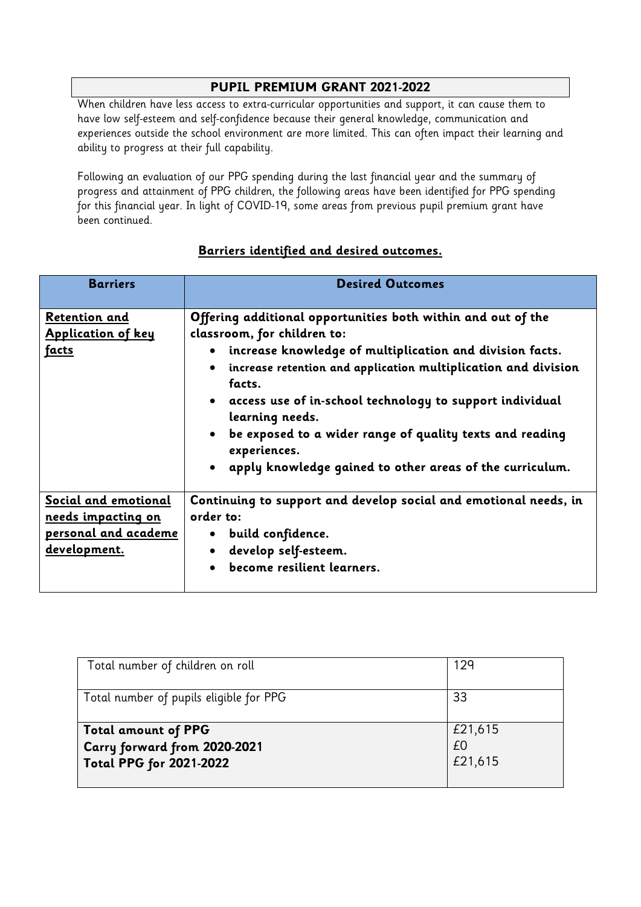## PUPIL PREMIUM GRANT 2021-2022

When children have less access to extra-curricular opportunities and support, it can cause them to have low self-esteem and self-confidence because their general knowledge, communication and experiences outside the school environment are more limited. This can often impact their learning and ability to progress at their full capability.

Following an evaluation of our PPG spending during the last financial year and the summary of progress and attainment of PPG children, the following areas have been identified for PPG spending for this financial year. In light of COVID-19, some areas from previous pupil premium grant have been continued.

### Barriers identified and desired outcomes.

| Barriers | Desired Outcomes |
| --- | --- |
| **Retention and Application of key facts** | **Offering additional opportunities both within and out of the classroom, for children to:**<br>• **increase knowledge of multiplication and division facts.**<br>• **increase retention and application multiplication and division facts.**<br>• **access use of in-school technology to support individual learning needs.**<br>• **be exposed to a wider range of quality texts and reading experiences.**<br>• **apply knowledge gained to other areas of the curriculum.** |
| **Social and emotional needs impacting on personal and academe development.** | **Continuing to support and develop social and emotional needs, in order to:**<br>• **build confidence.**<br>• **develop self-esteem.**<br>• **become resilient learners.** |

| | |
| --- | --- |
| Total number of children on roll | 129 |
| Total number of pupils eligible for PPG | 33 |
| **Total amount of PPG**<br>**Carry forward from 2020-2021**<br>**Total PPG for 2021-2022** | £21,615<br>£0<br>£21,615 |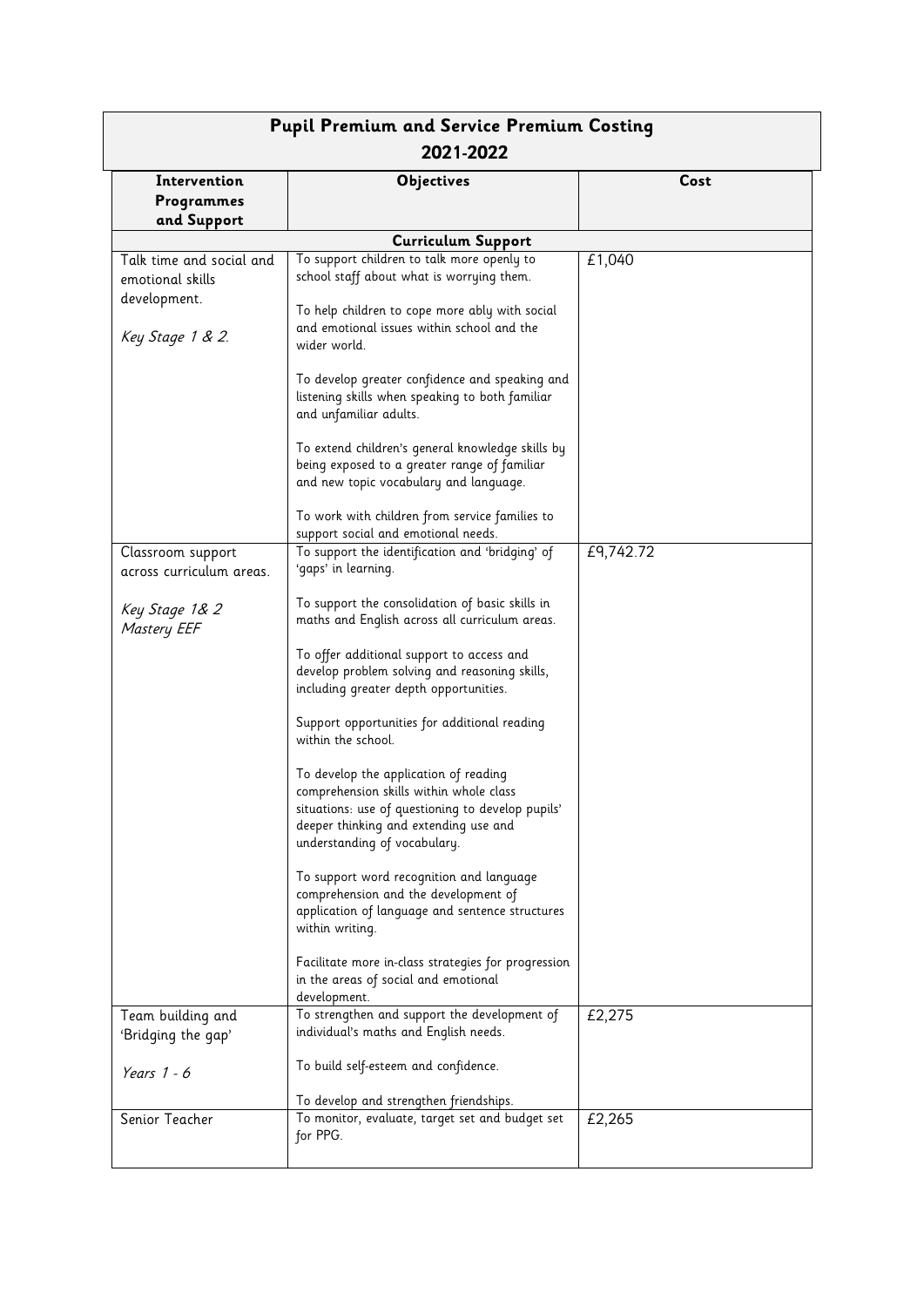| **Pupil Premium and Service Premium Costing 2021-2022** | | |
|---|---|---|
| **Intervention Programmes and Support** | **Objectives** | **Cost** |
| **Curriculum Support** | | |
| Talk time and social and emotional skills development.<br><br>*Key Stage 1 & 2.* | To support children to talk more openly to school staff about what is worrying them.<br><br>To help children to cope more ably with social and emotional issues within school and the wider world.<br><br>To develop greater confidence and speaking and listening skills when speaking to both familiar and unfamiliar adults.<br><br>To extend children's general knowledge skills by being exposed to a greater range of familiar and new topic vocabulary and language.<br><br>To work with children from service families to support social and emotional needs. | £1,040 |
| Classroom support across curriculum areas.<br><br>*Key Stage 1& 2*<br>*Mastery EEF* | To support the identification and 'bridging' of 'gaps' in learning.<br><br>To support the consolidation of basic skills in maths and English across all curriculum areas.<br><br>To offer additional support to access and develop problem solving and reasoning skills, including greater depth opportunities.<br><br>Support opportunities for additional reading within the school.<br><br>To develop the application of reading comprehension skills within whole class situations: use of questioning to develop pupils' deeper thinking and extending use and understanding of vocabulary.<br><br>To support word recognition and language comprehension and the development of application of language and sentence structures within writing.<br><br>Facilitate more in-class strategies for progression in the areas of social and emotional development. | £9,742.72 |
| Team building and 'Bridging the gap'<br><br>*Years 1 - 6* | To strengthen and support the development of individual's maths and English needs.<br><br>To build self-esteem and confidence.<br><br>To develop and strengthen friendships. | £2,275 |
| Senior Teacher | To monitor, evaluate, target set and budget set for PPG. | £2,265 |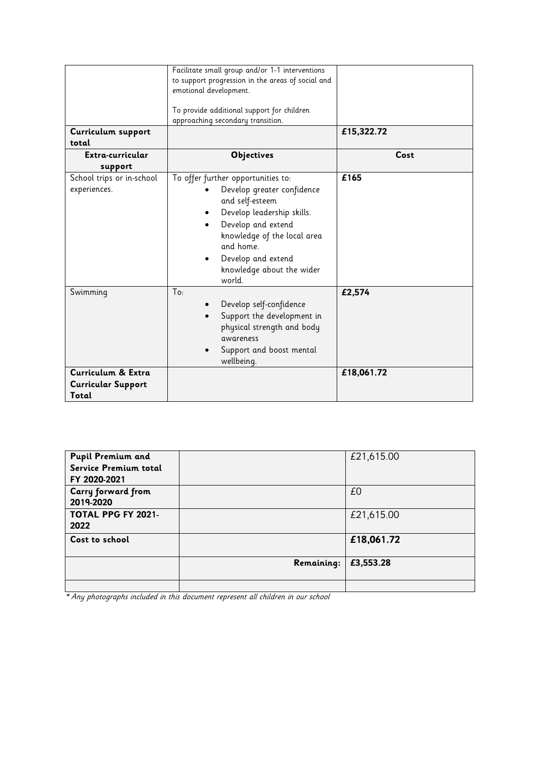| | | |
|---|---|---|
| | Facilitate small group and/or 1-1 interventions to support progression in the areas of social and emotional development.<br><br>To provide additional support for children approaching secondary transition. | |
| **Curriculum support total** | | **£15,322.72** |
| **Extra-curricular support** | **Objectives** | **Cost** |
| School trips or in-school experiences. | To offer further opportunities to:<br>• Develop greater confidence and self-esteem<br>• Develop leadership skills.<br>• Develop and extend knowledge of the local area and home.<br>• Develop and extend knowledge about the wider world. | **£165** |
| Swimming | To:<br>• Develop self-confidence<br>• Support the development in physical strength and body awareness<br>• Support and boost mental wellbeing. | **£2,574** |
| **Curriculum & Extra Curricular Support Total** | | **£18,061.72** |

| | | |
|---|---|---|
| **Pupil Premium and Service Premium total FY 2020-2021** | | £21,615.00 |
| **Carry forward from 2019-2020** | | £0 |
| **TOTAL PPG FY 2021-2022** | | £21,615.00 |
| **Cost to school** | | **£18,061.72** |
| | **Remaining:** | **£3,553.28** |
| | | |

*\* Any photographs included in this document represent all children in our school*